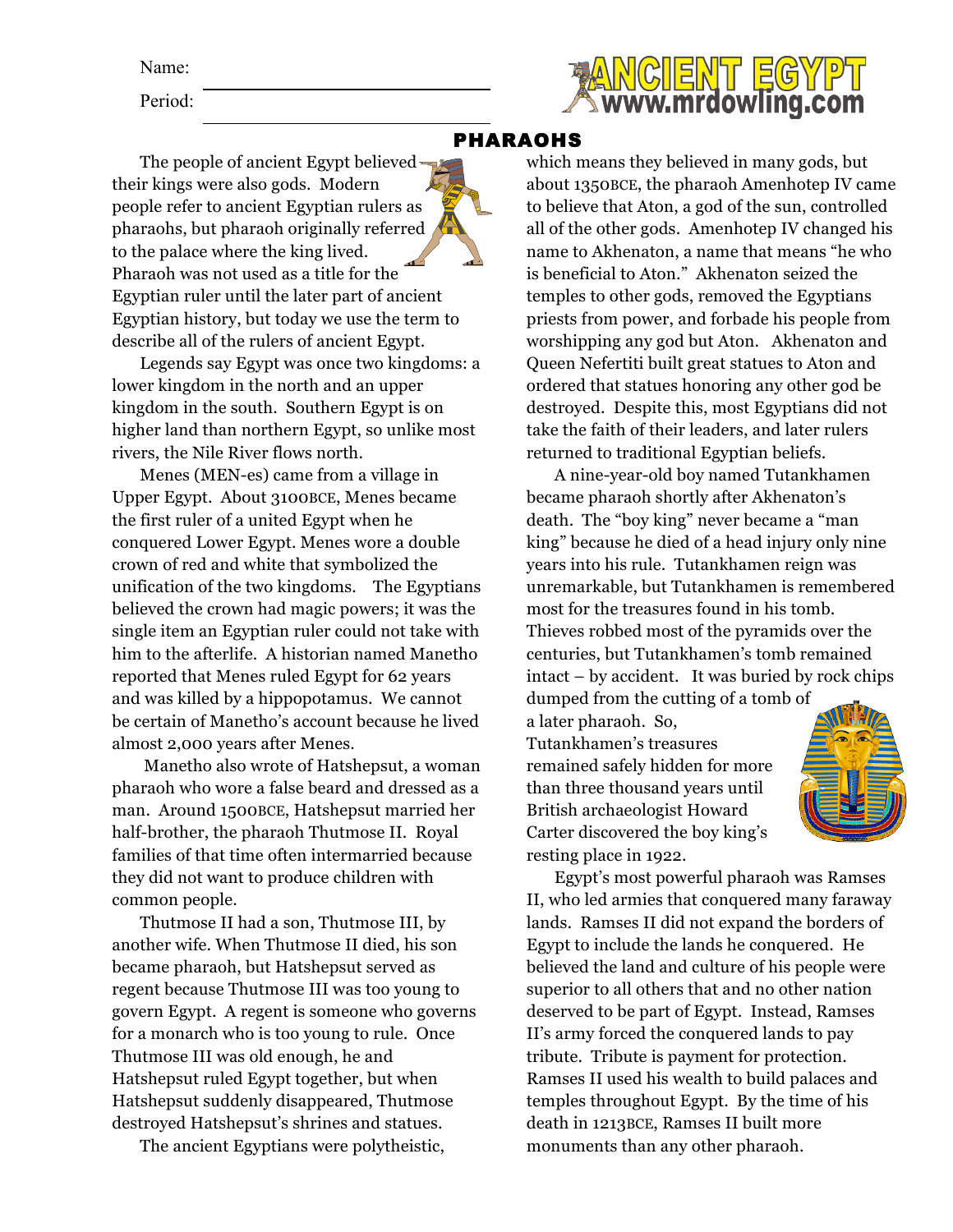Name:

Period:

ANCIENT EGYPT
www.mrdowling.com

# PHARAOHS

The people of ancient Egypt believed their kings were also gods. Modern people refer to ancient Egyptian rulers as pharaohs, but pharaoh originally referred to the palace where the king lived. Pharaoh was not used as a title for the Egyptian ruler until the later part of ancient Egyptian history, but today we use the term to describe all of the rulers of ancient Egypt.

Legends say Egypt was once two kingdoms: a lower kingdom in the north and an upper kingdom in the south. Southern Egypt is on higher land than northern Egypt, so unlike most rivers, the Nile River flows north.

Menes (MEN-es) came from a village in Upper Egypt. About 3100BCE, Menes became the first ruler of a united Egypt when he conquered Lower Egypt. Menes wore a double crown of red and white that symbolized the unification of the two kingdoms. The Egyptians believed the crown had magic powers; it was the single item an Egyptian ruler could not take with him to the afterlife. A historian named Manetho reported that Menes ruled Egypt for 62 years and was killed by a hippopotamus. We cannot be certain of Manetho's account because he lived almost 2,000 years after Menes.

Manetho also wrote of Hatshepsut, a woman pharaoh who wore a false beard and dressed as a man. Around 1500BCE, Hatshepsut married her half-brother, the pharaoh Thutmose II. Royal families of that time often intermarried because they did not want to produce children with common people.

Thutmose II had a son, Thutmose III, by another wife. When Thutmose II died, his son became pharaoh, but Hatshepsut served as regent because Thutmose III was too young to govern Egypt. A regent is someone who governs for a monarch who is too young to rule. Once Thutmose III was old enough, he and Hatshepsut ruled Egypt together, but when Hatshepsut suddenly disappeared, Thutmose destroyed Hatshepsut's shrines and statues.

The ancient Egyptians were polytheistic, which means they believed in many gods, but about 1350BCE, the pharaoh Amenhotep IV came to believe that Aton, a god of the sun, controlled all of the other gods. Amenhotep IV changed his name to Akhenaton, a name that means "he who is beneficial to Aton." Akhenaton seized the temples to other gods, removed the Egyptians priests from power, and forbade his people from worshipping any god but Aton. Akhenaton and Queen Nefertiti built great statues to Aton and ordered that statues honoring any other god be destroyed. Despite this, most Egyptians did not take the faith of their leaders, and later rulers returned to traditional Egyptian beliefs.

A nine-year-old boy named Tutankhamen became pharaoh shortly after Akhenaton's death. The "boy king" never became a "man king" because he died of a head injury only nine years into his rule. Tutankhamen reign was unremarkable, but Tutankhamen is remembered most for the treasures found in his tomb. Thieves robbed most of the pyramids over the centuries, but Tutankhamen's tomb remained intact – by accident. It was buried by rock chips dumped from the cutting of a tomb of a later pharaoh. So, Tutankhamen's treasures remained safely hidden for more than three thousand years until British archaeologist Howard Carter discovered the boy king's resting place in 1922.

Egypt's most powerful pharaoh was Ramses II, who led armies that conquered many faraway lands. Ramses II did not expand the borders of Egypt to include the lands he conquered. He believed the land and culture of his people were superior to all others that and no other nation deserved to be part of Egypt. Instead, Ramses II's army forced the conquered lands to pay tribute. Tribute is payment for protection. Ramses II used his wealth to build palaces and temples throughout Egypt. By the time of his death in 1213BCE, Ramses II built more monuments than any other pharaoh.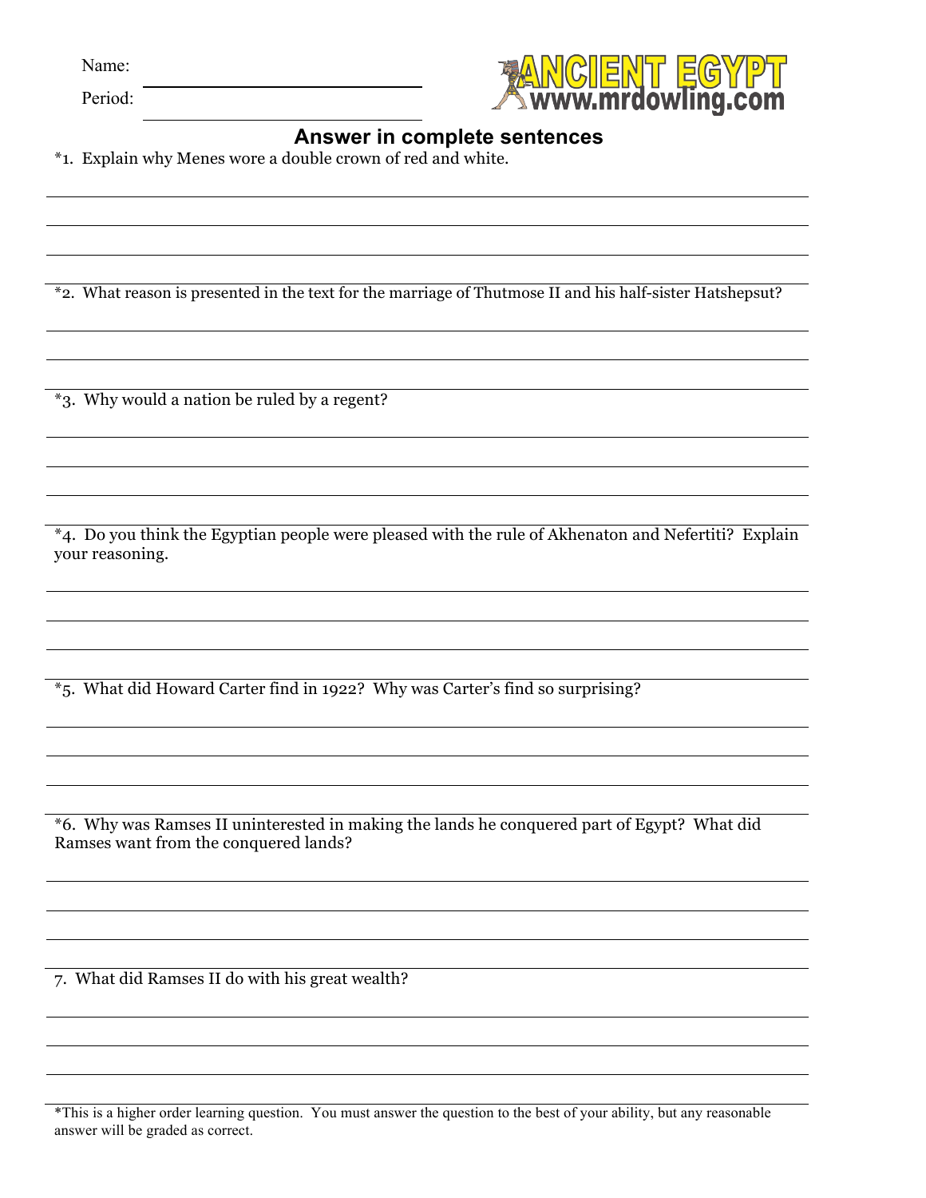Name:

Period:

ANCIENT EGYPT www.mrdowling.com

## Answer in complete sentences

*1. Explain why Menes wore a double crown of red and white.

*2. What reason is presented in the text for the marriage of Thutmose II and his half-sister Hatshepsut?

*3. Why would a nation be ruled by a regent?

*4. Do you think the Egyptian people were pleased with the rule of Akhenaton and Nefertiti? Explain your reasoning.

*5. What did Howard Carter find in 1922? Why was Carter's find so surprising?

*6. Why was Ramses II uninterested in making the lands he conquered part of Egypt? What did Ramses want from the conquered lands?

7. What did Ramses II do with his great wealth?

*This is a higher order learning question. You must answer the question to the best of your ability, but any reasonable answer will be graded as correct.